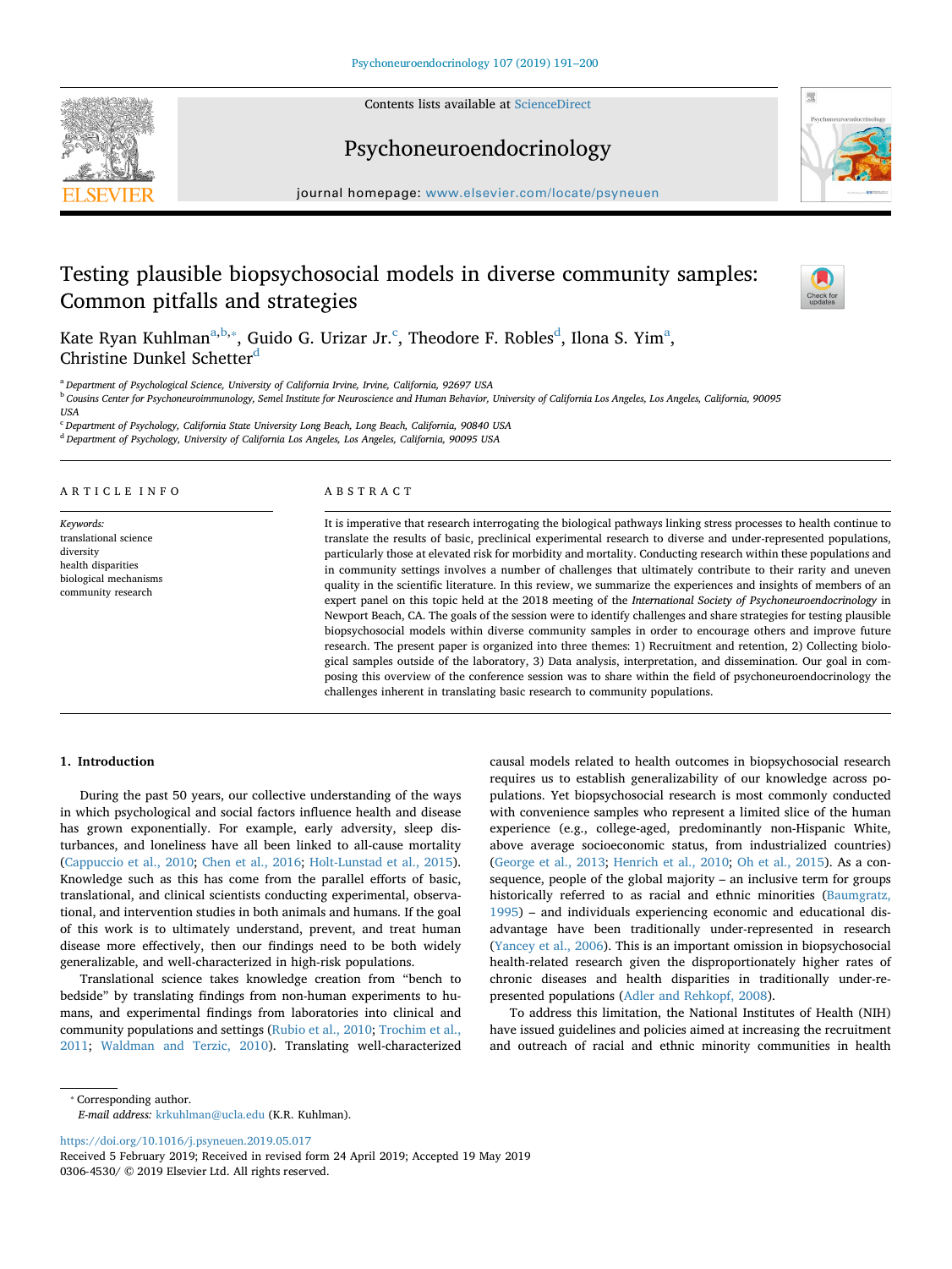# Testing plausible biopsychosocial models in diverse community samples: Common pitfalls and strategies

Kate Ryan Kuhlman[a,b,*], Guido G. Urizar Jr.[c], Theodore F. Robles[d], Ilona S. Yim[a], Christine Dunkel Schetter[d]

[a] Department of Psychological Science, University of California Irvine, Irvine, California, 92697 USA
[b] Cousins Center for Psychoneuroimmunology, Semel Institute for Neuroscience and Human Behavior, University of California Los Angeles, Los Angeles, California, 90095 USA
[c] Department of Psychology, California State University Long Beach, Long Beach, California, 90840 USA
[d] Department of Psychology, University of California Los Angeles, Los Angeles, California, 90095 USA

## ARTICLE INFO

*Keywords:*
translational science
diversity
health disparities
biological mechanisms
community research

## ABSTRACT

It is imperative that research interrogating the biological pathways linking stress processes to health continue to translate the results of basic, preclinical experimental research to diverse and under-represented populations, particularly those at elevated risk for morbidity and mortality. Conducting research within these populations and in community settings involves a number of challenges that ultimately contribute to their rarity and uneven quality in the scientific literature. In this review, we summarize the experiences and insights of members of an expert panel on this topic held at the 2018 meeting of the *International Society of Psychoneuroendocrinology* in Newport Beach, CA. The goals of the session were to identify challenges and share strategies for testing plausible biopsychosocial models within diverse community samples in order to encourage others and improve future research. The present paper is organized into three themes: 1) Recruitment and retention, 2) Collecting biological samples outside of the laboratory, 3) Data analysis, interpretation, and dissemination. Our goal in composing this overview of the conference session was to share within the field of psychoneuroendocrinology the challenges inherent in translating basic research to community populations.

## 1. Introduction

During the past 50 years, our collective understanding of the ways in which psychological and social factors influence health and disease has grown exponentially. For example, early adversity, sleep disturbances, and loneliness have all been linked to all-cause mortality (Cappuccio et al., 2010; Chen et al., 2016; Holt-Lunstad et al., 2015). Knowledge such as this has come from the parallel efforts of basic, translational, and clinical scientists conducting experimental, observational, and intervention studies in both animals and humans. If the goal of this work is to ultimately understand, prevent, and treat human disease more effectively, then our findings need to be both widely generalizable, and well-characterized in high-risk populations.

Translational science takes knowledge creation from "bench to bedside" by translating findings from non-human experiments to humans, and experimental findings from laboratories into clinical and community populations and settings (Rubio et al., 2010; Trochim et al., 2011; Waldman and Terzic, 2010). Translating well-characterized causal models related to health outcomes in biopsychosocial research requires us to establish generalizability of our knowledge across populations. Yet biopsychosocial research is most commonly conducted with convenience samples who represent a limited slice of the human experience (e.g., college-aged, predominantly non-Hispanic White, above average socioeconomic status, from industrialized countries) (George et al., 2013; Henrich et al., 2010; Oh et al., 2015). As a consequence, people of the global majority – an inclusive term for groups historically referred to as racial and ethnic minorities (Baumgratz, 1995) – and individuals experiencing economic and educational disadvantage have been traditionally under-represented in research (Yancey et al., 2006). This is an important omission in biopsychosocial health-related research given the disproportionately higher rates of chronic diseases and health disparities in traditionally under-represented populations (Adler and Rehkopf, 2008).

To address this limitation, the National Institutes of Health (NIH) have issued guidelines and policies aimed at increasing the recruitment and outreach of racial and ethnic minority communities in health

* Corresponding author.
*E-mail address:* krkuhlman@ucla.edu (K.R. Kuhlman).

https://doi.org/10.1016/j.psyneuen.2019.05.017
Received 5 February 2019; Received in revised form 24 April 2019; Accepted 19 May 2019
0306-4530/ © 2019 Elsevier Ltd. All rights reserved.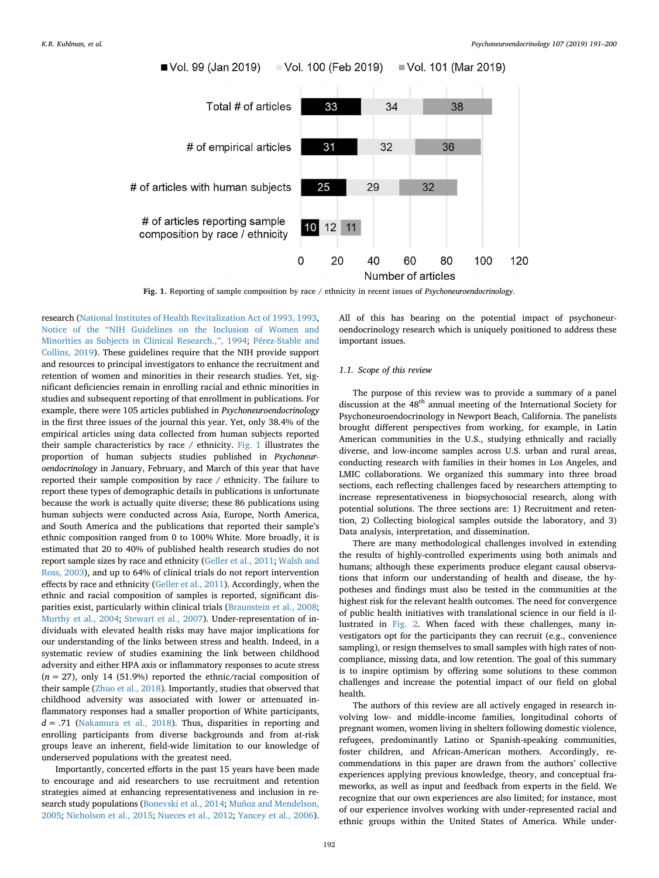| | Vol. 99 (Jan 2019) | Vol. 100 (Feb 2019) | Vol. 101 (Mar 2019) |
|---|---|---|---|
| Total # of articles | 33 | 34 | 38 |
| # of empirical articles | 31 | 32 | 36 |
| # of articles with human subjects | 25 | 29 | 32 |
| # of articles reporting sample composition by race / ethnicity | 10 | 12 | 11 |

**Fig. 1.** Reporting of sample composition by race / ethnicity in recent issues of *Psychoneuroendocrinology*.

research (National Institutes of Health Revitalization Act of 1993, 1993, Notice of the "NIH Guidelines on the Inclusion of Women and Minorities as Subjects in Clinical Research.", 1994; Pérez-Stable and Collins, 2019). These guidelines require that the NIH provide support and resources to principal investigators to enhance the recruitment and retention of women and minorities in their research studies. Yet, significant deficiencies remain in enrolling racial and ethnic minorities in studies and subsequent reporting of that enrollment in publications. For example, there were 105 articles published in *Psychoneuroendocrinology* in the first three issues of the journal this year. Yet, only 38.4% of the empirical articles using data collected from human subjects reported their sample characteristics by race / ethnicity. Fig. 1 illustrates the proportion of human subjects studies published in *Psychoneuroendocrinology* in January, February, and March of this year that have reported their sample composition by race / ethnicity. The failure to report these types of demographic details in publications is unfortunate because the work is actually quite diverse; these 86 publications using human subjects were conducted across Asia, Europe, North America, and South America and the publications that reported their sample's ethnic composition ranged from 0 to 100% White. More broadly, it is estimated that 20 to 40% of published health research studies do not report sample sizes by race and ethnicity (Geller et al., 2011; Walsh and Ross, 2003), and up to 64% of clinical trials do not report intervention effects by race and ethnicity (Geller et al., 2011). Accordingly, when the ethnic and racial composition of samples is reported, significant disparities exist, particularly within clinical trials (Braunstein et al., 2008; Murthy et al., 2004; Stewart et al., 2007). Under-representation of individuals with elevated health risks may have major implications for our understanding of the links between stress and health. Indeed, in a systematic review of studies examining the link between childhood adversity and either HPA axis or inflammatory responses to acute stress ($n$ = 27), only 14 (51.9%) reported the ethnic/racial composition of their sample (Zhuo et al., 2018). Importantly, studies that observed that childhood adversity was associated with lower or attenuated inflammatory responses had a smaller proportion of White participants, $d$ = .71 (Nakamura et al., 2018). Thus, disparities in reporting and enrolling participants from diverse backgrounds and from at-risk groups leave an inherent, field-wide limitation to our knowledge of underserved populations with the greatest need.

Importantly, concerted efforts in the past 15 years have been made to encourage and aid researchers to use recruitment and retention strategies aimed at enhancing representativeness and inclusion in research study populations (Bonevski et al., 2014; Muñoz and Mendelson, 2005; Nicholson et al., 2015; Nueces et al., 2012; Yancey et al., 2006). All of this has bearing on the potential impact of psychoneuroendocrinology research which is uniquely positioned to address these important issues.

### 1.1. Scope of this review

The purpose of this review was to provide a summary of a panel discussion at the 48th annual meeting of the International Society for Psychoneuroendocrinology in Newport Beach, California. The panelists brought different perspectives from working, for example, in Latin American communities in the U.S., studying ethnically and racially diverse, and low-income samples across U.S. urban and rural areas, conducting research with families in their homes in Los Angeles, and LMIC collaborations. We organized this summary into three broad sections, each reflecting challenges faced by researchers attempting to increase representativeness in biopsychosocial research, along with potential solutions. The three sections are: 1) Recruitment and retention, 2) Collecting biological samples outside the laboratory, and 3) Data analysis, interpretation, and dissemination.

There are many methodological challenges involved in extending the results of highly-controlled experiments using both animals and humans; although these experiments produce elegant causal observations that inform our understanding of health and disease, the hypotheses and findings must also be tested in the communities at the highest risk for the relevant health outcomes. The need for convergence of public health initiatives with translational science in our field is illustrated in Fig. 2. When faced with these challenges, many investigators opt for the participants they can recruit (e.g., convenience sampling), or resign themselves to small samples with high rates of noncompliance, missing data, and low retention. The goal of this summary is to inspire optimism by offering some solutions to these common challenges and increase the potential impact of our field on global health.

The authors of this review are all actively engaged in research involving low- and middle-income families, longitudinal cohorts of pregnant women, women living in shelters following domestic violence, refugees, predominantly Latino or Spanish-speaking communities, foster children, and African-American mothers. Accordingly, recommendations in this paper are drawn from the authors' collective experiences applying previous knowledge, theory, and conceptual frameworks, as well as input and feedback from experts in the field. We recognize that our own experiences are also limited; for instance, most of our experience involves working with under-represented racial and ethnic groups within the United States of America. While under-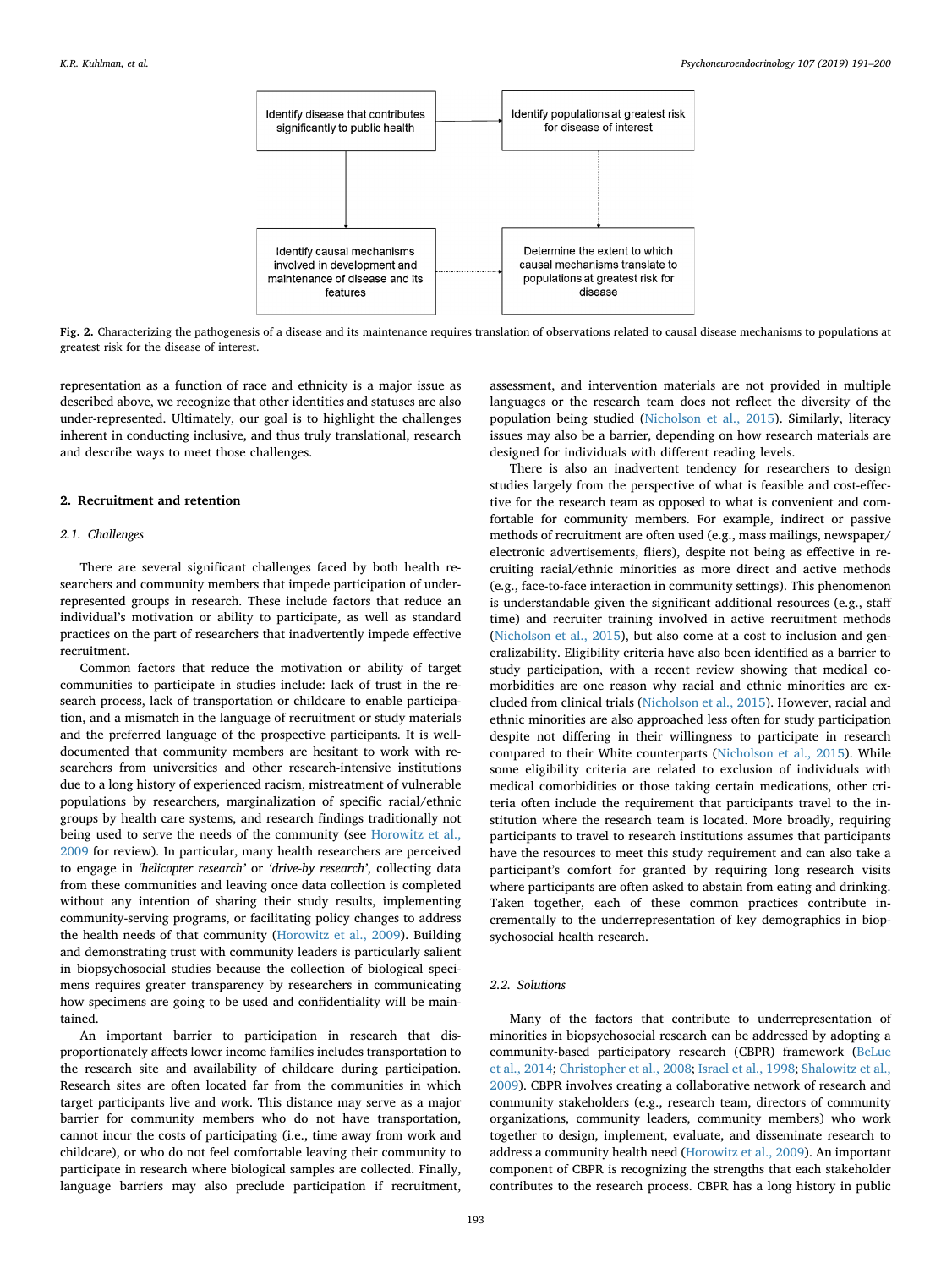Identify disease that contributes significantly to public health

Identify populations at greatest risk for disease of interest

Identify causal mechanisms involved in development and maintenance of disease and its features

Determine the extent to which causal mechanisms translate to populations at greatest risk for disease

**Fig. 2.** Characterizing the pathogenesis of a disease and its maintenance requires translation of observations related to causal disease mechanisms to populations at greatest risk for the disease of interest.

representation as a function of race and ethnicity is a major issue as described above, we recognize that other identities and statuses are also under-represented. Ultimately, our goal is to highlight the challenges inherent in conducting inclusive, and thus truly translational, research and describe ways to meet those challenges.

## 2. Recruitment and retention

### 2.1. Challenges

There are several significant challenges faced by both health researchers and community members that impede participation of underrepresented groups in research. These include factors that reduce an individual's motivation or ability to participate, as well as standard practices on the part of researchers that inadvertently impede effective recruitment.

Common factors that reduce the motivation or ability of target communities to participate in studies include: lack of trust in the research process, lack of transportation or childcare to enable participation, and a mismatch in the language of recruitment or study materials and the preferred language of the prospective participants. It is well-documented that community members are hesitant to work with researchers from universities and other research-intensive institutions due to a long history of experienced racism, mistreatment of vulnerable populations by researchers, marginalization of specific racial/ethnic groups by health care systems, and research findings traditionally not being used to serve the needs of the community (see Horowitz et al., 2009 for review). In particular, many health researchers are perceived to engage in *'helicopter research'* or *'drive-by research'*, collecting data from these communities and leaving once data collection is completed without any intention of sharing their study results, implementing community-serving programs, or facilitating policy changes to address the health needs of that community (Horowitz et al., 2009). Building and demonstrating trust with community leaders is particularly salient in biopsychosocial studies because the collection of biological specimens requires greater transparency by researchers in communicating how specimens are going to be used and confidentiality will be maintained.

An important barrier to participation in research that disproportionately affects lower income families includes transportation to the research site and availability of childcare during participation. Research sites are often located far from the communities in which target participants live and work. This distance may serve as a major barrier for community members who do not have transportation, cannot incur the costs of participating (i.e., time away from work and childcare), or who do not feel comfortable leaving their community to participate in research where biological samples are collected. Finally, language barriers may also preclude participation if recruitment, assessment, and intervention materials are not provided in multiple languages or the research team does not reflect the diversity of the population being studied (Nicholson et al., 2015). Similarly, literacy issues may also be a barrier, depending on how research materials are designed for individuals with different reading levels.

There is also an inadvertent tendency for researchers to design studies largely from the perspective of what is feasible and cost-effective for the research team as opposed to what is convenient and comfortable for community members. For example, indirect or passive methods of recruitment are often used (e.g., mass mailings, newspaper/electronic advertisements, fliers), despite not being as effective in recruiting racial/ethnic minorities as more direct and active methods (e.g., face-to-face interaction in community settings). This phenomenon is understandable given the significant additional resources (e.g., staff time) and recruiter training involved in active recruitment methods (Nicholson et al., 2015), but also come at a cost to inclusion and generalizability. Eligibility criteria have also been identified as a barrier to study participation, with a recent review showing that medical comorbidities are one reason why racial and ethnic minorities are excluded from clinical trials (Nicholson et al., 2015). However, racial and ethnic minorities are also approached less often for study participation despite not differing in their willingness to participate in research compared to their White counterparts (Nicholson et al., 2015). While some eligibility criteria are related to exclusion of individuals with medical comorbidities or those taking certain medications, other criteria often include the requirement that participants travel to the institution where the research team is located. More broadly, requiring participants to travel to research institutions assumes that participants have the resources to meet this study requirement and can also take a participant's comfort for granted by requiring long research visits where participants are often asked to abstain from eating and drinking. Taken together, each of these common practices contribute incrementally to the underrepresentation of key demographics in biopsychosocial health research.

### 2.2. Solutions

Many of the factors that contribute to underrepresentation of minorities in biopsychosocial research can be addressed by adopting a community-based participatory research (CBPR) framework (BeLue et al., 2014; Christopher et al., 2008; Israel et al., 1998; Shalowitz et al., 2009). CBPR involves creating a collaborative network of research and community stakeholders (e.g., research team, directors of community organizations, community leaders, community members) who work together to design, implement, evaluate, and disseminate research to address a community health need (Horowitz et al., 2009). An important component of CBPR is recognizing the strengths that each stakeholder contributes to the research process. CBPR has a long history in public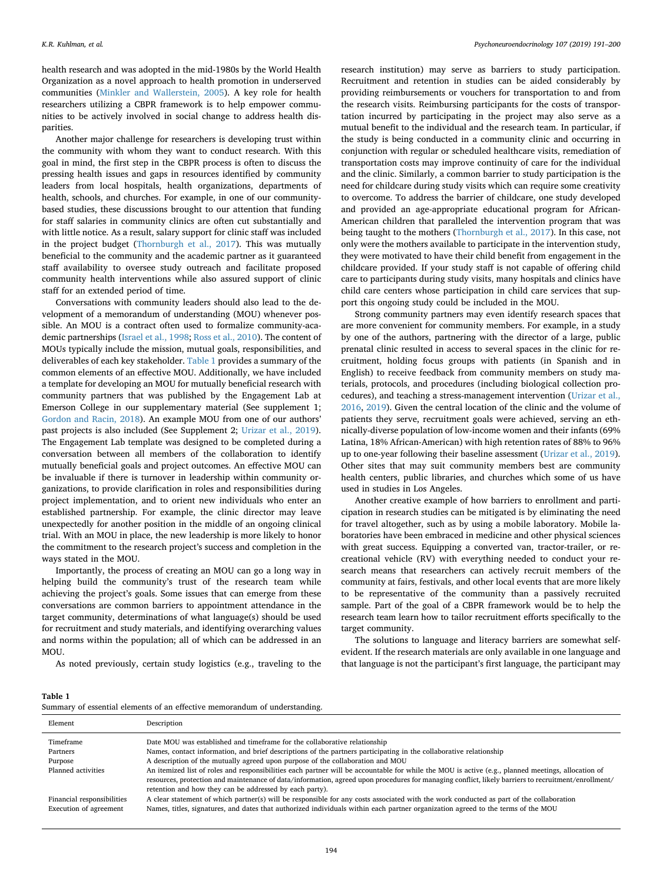health research and was adopted in the mid-1980s by the World Health Organization as a novel approach to health promotion in underserved communities (Minkler and Wallerstein, 2005). A key role for health researchers utilizing a CBPR framework is to help empower communities to be actively involved in social change to address health disparities.

Another major challenge for researchers is developing trust within the community with whom they want to conduct research. With this goal in mind, the first step in the CBPR process is often to discuss the pressing health issues and gaps in resources identified by community leaders from local hospitals, health organizations, departments of health, schools, and churches. For example, in one of our community-based studies, these discussions brought to our attention that funding for staff salaries in community clinics are often cut substantially and with little notice. As a result, salary support for clinic staff was included in the project budget (Thornburgh et al., 2017). This was mutually beneficial to the community and the academic partner as it guaranteed staff availability to oversee study outreach and facilitate proposed community health interventions while also assured support of clinic staff for an extended period of time.

Conversations with community leaders should also lead to the development of a memorandum of understanding (MOU) whenever possible. An MOU is a contract often used to formalize community-academic partnerships (Israel et al., 1998; Ross et al., 2010). The content of MOUs typically include the mission, mutual goals, responsibilities, and deliverables of each key stakeholder. Table 1 provides a summary of the common elements of an effective MOU. Additionally, we have included a template for developing an MOU for mutually beneficial research with community partners that was published by the Engagement Lab at Emerson College in our supplementary material (See supplement 1; Gordon and Racin, 2018). An example MOU from one of our authors' past projects is also included (See Supplement 2; Urizar et al., 2019). The Engagement Lab template was designed to be completed during a conversation between all members of the collaboration to identify mutually beneficial goals and project outcomes. An effective MOU can be invaluable if there is turnover in leadership within community organizations, to provide clarification in roles and responsibilities during project implementation, and to orient new individuals who enter an established partnership. For example, the clinic director may leave unexpectedly for another position in the middle of an ongoing clinical trial. With an MOU in place, the new leadership is more likely to honor the commitment to the research project's success and completion in the ways stated in the MOU.

Importantly, the process of creating an MOU can go a long way in helping build the community's trust of the research team while achieving the project's goals. Some issues that can emerge from these conversations are common barriers to appointment attendance in the target community, determinations of what language(s) should be used for recruitment and study materials, and identifying overarching values and norms within the population; all of which can be addressed in an MOU.

As noted previously, certain study logistics (e.g., traveling to the research institution) may serve as barriers to study participation. Recruitment and retention in studies can be aided considerably by providing reimbursements or vouchers for transportation to and from the research visits. Reimbursing participants for the costs of transportation incurred by participating in the project may also serve as a mutual benefit to the individual and the research team. In particular, if the study is being conducted in a community clinic and occurring in conjunction with regular or scheduled healthcare visits, remediation of transportation costs may improve continuity of care for the individual and the clinic. Similarly, a common barrier to study participation is the need for childcare during study visits which can require some creativity to overcome. To address the barrier of childcare, one study developed and provided an age-appropriate educational program for African-American children that paralleled the intervention program that was being taught to the mothers (Thornburgh et al., 2017). In this case, not only were the mothers available to participate in the intervention study, they were motivated to have their child benefit from engagement in the childcare provided. If your study staff is not capable of offering child care to participants during study visits, many hospitals and clinics have child care centers whose participation in child care services that support this ongoing study could be included in the MOU.

Strong community partners may even identify research spaces that are more convenient for community members. For example, in a study by one of the authors, partnering with the director of a large, public prenatal clinic resulted in access to several spaces in the clinic for recruitment, holding focus groups with patients (in Spanish and in English) to receive feedback from community members on study materials, protocols, and procedures (including biological collection procedures), and teaching a stress-management intervention (Urizar et al., 2016, 2019). Given the central location of the clinic and the volume of patients they serve, recruitment goals were achieved, serving an ethnically-diverse population of low-income women and their infants (69% Latina, 18% African-American) with high retention rates of 88% to 96% up to one-year following their baseline assessment (Urizar et al., 2019). Other sites that may suit community members best are community health centers, public libraries, and churches which some of us have used in studies in Los Angeles.

Another creative example of how barriers to enrollment and participation in research studies can be mitigated is by eliminating the need for travel altogether, such as by using a mobile laboratory. Mobile laboratories have been embraced in medicine and other physical sciences with great success. Equipping a converted van, tractor-trailer, or recreational vehicle (RV) with everything needed to conduct your research means that researchers can actively recruit members of the community at fairs, festivals, and other local events that are more likely to be representative of the community than a passively recruited sample. Part of the goal of a CBPR framework would be to help the research team learn how to tailor recruitment efforts specifically to the target community.

The solutions to language and literacy barriers are somewhat self-evident. If the research materials are only available in one language and that language is not the participant's first language, the participant may

**Table 1**
Summary of essential elements of an effective memorandum of understanding.

| Element | Description |
|---|---|
| Timeframe | Date MOU was established and timeframe for the collaborative relationship |
| Partners | Names, contact information, and brief descriptions of the partners participating in the collaborative relationship |
| Purpose | A description of the mutually agreed upon purpose of the collaboration and MOU |
| Planned activities | An itemized list of roles and responsibilities each partner will be accountable for while the MOU is active (e.g., planned meetings, allocation of resources, protection and maintenance of data/information, agreed upon procedures for managing conflict, likely barriers to recruitment/enrollment/retention and how they can be addressed by each party). |
| Financial responsibilities | A clear statement of which partner(s) will be responsible for any costs associated with the work conducted as part of the collaboration |
| Execution of agreement | Names, titles, signatures, and dates that authorized individuals within each partner organization agreed to the terms of the MOU |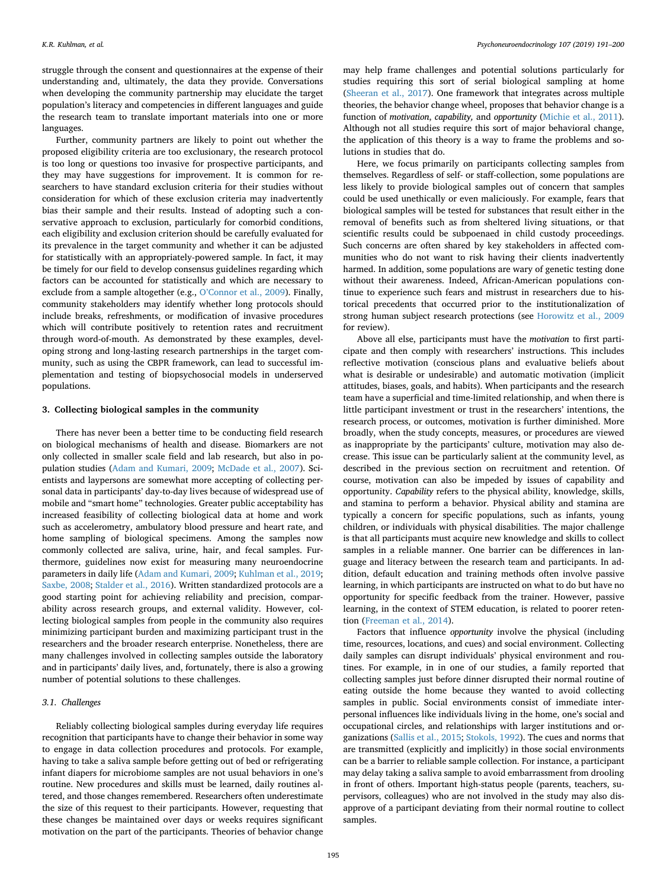struggle through the consent and questionnaires at the expense of their understanding and, ultimately, the data they provide. Conversations when developing the community partnership may elucidate the target population's literacy and competencies in different languages and guide the research team to translate important materials into one or more languages.

Further, community partners are likely to point out whether the proposed eligibility criteria are too exclusionary, the research protocol is too long or questions too invasive for prospective participants, and they may have suggestions for improvement. It is common for researchers to have standard exclusion criteria for their studies without consideration for which of these exclusion criteria may inadvertently bias their sample and their results. Instead of adopting such a conservative approach to exclusion, particularly for comorbid conditions, each eligibility and exclusion criterion should be carefully evaluated for its prevalence in the target community and whether it can be adjusted for statistically with an appropriately-powered sample. In fact, it may be timely for our field to develop consensus guidelines regarding which factors can be accounted for statistically and which are necessary to exclude from a sample altogether (e.g., O'Connor et al., 2009). Finally, community stakeholders may identify whether long protocols should include breaks, refreshments, or modification of invasive procedures which will contribute positively to retention rates and recruitment through word-of-mouth. As demonstrated by these examples, developing strong and long-lasting research partnerships in the target community, such as using the CBPR framework, can lead to successful implementation and testing of biopsychosocial models in underserved populations.

## 3. Collecting biological samples in the community

There has never been a better time to be conducting field research on biological mechanisms of health and disease. Biomarkers are not only collected in smaller scale field and lab research, but also in population studies (Adam and Kumari, 2009; McDade et al., 2007). Scientists and laypersons are somewhat more accepting of collecting personal data in participants' day-to-day lives because of widespread use of mobile and "smart home" technologies. Greater public acceptability has increased feasibility of collecting biological data at home and work such as accelerometry, ambulatory blood pressure and heart rate, and home sampling of biological specimens. Among the samples now commonly collected are saliva, urine, hair, and fecal samples. Furthermore, guidelines now exist for measuring many neuroendocrine parameters in daily life (Adam and Kumari, 2009; Kuhlman et al., 2019; Saxbe, 2008; Stalder et al., 2016). Written standardized protocols are a good starting point for achieving reliability and precision, comparability across research groups, and external validity. However, collecting biological samples from people in the community also requires minimizing participant burden and maximizing participant trust in the researchers and the broader research enterprise. Nonetheless, there are many challenges involved in collecting samples outside the laboratory and in participants' daily lives, and, fortunately, there is also a growing number of potential solutions to these challenges.

### 3.1. Challenges

Reliably collecting biological samples during everyday life requires recognition that participants have to change their behavior in some way to engage in data collection procedures and protocols. For example, having to take a saliva sample before getting out of bed or refrigerating infant diapers for microbiome samples are not usual behaviors in one's routine. New procedures and skills must be learned, daily routines altered, and those changes remembered. Researchers often underestimate the size of this request to their participants. However, requesting that these changes be maintained over days or weeks requires significant motivation on the part of the participants. Theories of behavior change may help frame challenges and potential solutions particularly for studies requiring this sort of serial biological sampling at home (Sheeran et al., 2017). One framework that integrates across multiple theories, the behavior change wheel, proposes that behavior change is a function of *motivation, capability,* and *opportunity* (Michie et al., 2011). Although not all studies require this sort of major behavioral change, the application of this theory is a way to frame the problems and solutions in studies that do.

Here, we focus primarily on participants collecting samples from themselves. Regardless of self- or staff-collection, some populations are less likely to provide biological samples out of concern that samples could be used unethically or even maliciously. For example, fears that biological samples will be tested for substances that result either in the removal of benefits such as from sheltered living situations, or that scientific results could be subpoenaed in child custody proceedings. Such concerns are often shared by key stakeholders in affected communities who do not want to risk having their clients inadvertently harmed. In addition, some populations are wary of genetic testing done without their awareness. Indeed, African-American populations continue to experience such fears and mistrust in researchers due to historical precedents that occurred prior to the institutionalization of strong human subject research protections (see Horowitz et al., 2009 for review).

Above all else, participants must have the *motivation* to first participate and then comply with researchers' instructions. This includes reflective motivation (conscious plans and evaluative beliefs about what is desirable or undesirable) and automatic motivation (implicit attitudes, biases, goals, and habits). When participants and the research team have a superficial and time-limited relationship, and when there is little participant investment or trust in the researchers' intentions, the research process, or outcomes, motivation is further diminished. More broadly, when the study concepts, measures, or procedures are viewed as inappropriate by the participants' culture, motivation may also decrease. This issue can be particularly salient at the community level, as described in the previous section on recruitment and retention. Of course, motivation can also be impeded by issues of capability and opportunity. *Capability* refers to the physical ability, knowledge, skills, and stamina to perform a behavior. Physical ability and stamina are typically a concern for specific populations, such as infants, young children, or individuals with physical disabilities. The major challenge is that all participants must acquire new knowledge and skills to collect samples in a reliable manner. One barrier can be differences in language and literacy between the research team and participants. In addition, default education and training methods often involve passive learning, in which participants are instructed on what to do but have no opportunity for specific feedback from the trainer. However, passive learning, in the context of STEM education, is related to poorer retention (Freeman et al., 2014).

Factors that influence *opportunity* involve the physical (including time, resources, locations, and cues) and social environment. Collecting daily samples can disrupt individuals' physical environment and routines. For example, in in one of our studies, a family reported that collecting samples just before dinner disrupted their normal routine of eating outside the home because they wanted to avoid collecting samples in public. Social environments consist of immediate interpersonal influences like individuals living in the home, one's social and occupational circles, and relationships with larger institutions and organizations (Sallis et al., 2015; Stokols, 1992). The cues and norms that are transmitted (explicitly and implicitly) in those social environments can be a barrier to reliable sample collection. For instance, a participant may delay taking a saliva sample to avoid embarrassment from drooling in front of others. Important high-status people (parents, teachers, supervisors, colleagues) who are not involved in the study may also disapprove of a participant deviating from their normal routine to collect samples.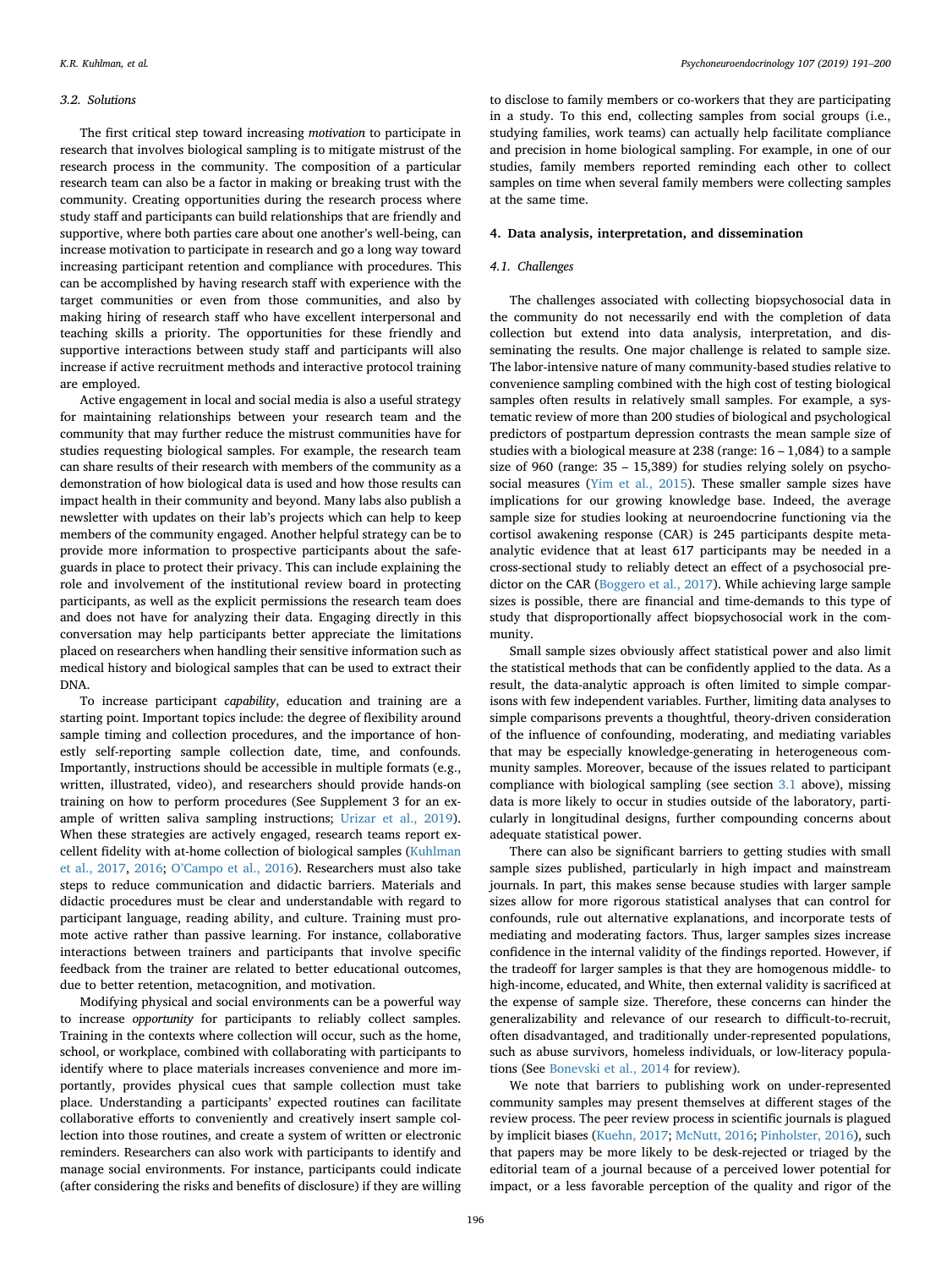### 3.2. Solutions

The first critical step toward increasing *motivation* to participate in research that involves biological sampling is to mitigate mistrust of the research process in the community. The composition of a particular research team can also be a factor in making or breaking trust with the community. Creating opportunities during the research process where study staff and participants can build relationships that are friendly and supportive, where both parties care about one another's well-being, can increase motivation to participate in research and go a long way toward increasing participant retention and compliance with procedures. This can be accomplished by having research staff with experience with the target communities or even from those communities, and also by making hiring of research staff who have excellent interpersonal and teaching skills a priority. The opportunities for these friendly and supportive interactions between study staff and participants will also increase if active recruitment methods and interactive protocol training are employed.

Active engagement in local and social media is also a useful strategy for maintaining relationships between your research team and the community that may further reduce the mistrust communities have for studies requesting biological samples. For example, the research team can share results of their research with members of the community as a demonstration of how biological data is used and how those results can impact health in their community and beyond. Many labs also publish a newsletter with updates on their lab's projects which can help to keep members of the community engaged. Another helpful strategy can be to provide more information to prospective participants about the safeguards in place to protect their privacy. This can include explaining the role and involvement of the institutional review board in protecting participants, as well as the explicit permissions the research team does and does not have for analyzing their data. Engaging directly in this conversation may help participants better appreciate the limitations placed on researchers when handling their sensitive information such as medical history and biological samples that can be used to extract their DNA.

To increase participant *capability*, education and training are a starting point. Important topics include: the degree of flexibility around sample timing and collection procedures, and the importance of honestly self-reporting sample collection date, time, and confounds. Importantly, instructions should be accessible in multiple formats (e.g., written, illustrated, video), and researchers should provide hands-on training on how to perform procedures (See Supplement 3 for an example of written saliva sampling instructions; Urizar et al., 2019). When these strategies are actively engaged, research teams report excellent fidelity with at-home collection of biological samples (Kuhlman et al., 2017, 2016; O'Campo et al., 2016). Researchers must also take steps to reduce communication and didactic barriers. Materials and didactic procedures must be clear and understandable with regard to participant language, reading ability, and culture. Training must promote active rather than passive learning. For instance, collaborative interactions between trainers and participants that involve specific feedback from the trainer are related to better educational outcomes, due to better retention, metacognition, and motivation.

Modifying physical and social environments can be a powerful way to increase *opportunity* for participants to reliably collect samples. Training in the contexts where collection will occur, such as the home, school, or workplace, combined with collaborating with participants to identify where to place materials increases convenience and more importantly, provides physical cues that sample collection must take place. Understanding a participants' expected routines can facilitate collaborative efforts to conveniently and creatively insert sample collection into those routines, and create a system of written or electronic reminders. Researchers can also work with participants to identify and manage social environments. For instance, participants could indicate (after considering the risks and benefits of disclosure) if they are willing to disclose to family members or co-workers that they are participating in a study. To this end, collecting samples from social groups (i.e., studying families, work teams) can actually help facilitate compliance and precision in home biological sampling. For example, in one of our studies, family members reported reminding each other to collect samples on time when several family members were collecting samples at the same time.

## 4. Data analysis, interpretation, and dissemination

### 4.1. Challenges

The challenges associated with collecting biopsychosocial data in the community do not necessarily end with the completion of data collection but extend into data analysis, interpretation, and disseminating the results. One major challenge is related to sample size. The labor-intensive nature of many community-based studies relative to convenience sampling combined with the high cost of testing biological samples often results in relatively small samples. For example, a systematic review of more than 200 studies of biological and psychological predictors of postpartum depression contrasts the mean sample size of studies with a biological measure at 238 (range: 16 – 1,084) to a sample size of 960 (range: 35 – 15,389) for studies relying solely on psychosocial measures (Yim et al., 2015). These smaller sample sizes have implications for our growing knowledge base. Indeed, the average sample size for studies looking at neuroendocrine functioning via the cortisol awakening response (CAR) is 245 participants despite meta-analytic evidence that at least 617 participants may be needed in a cross-sectional study to reliably detect an effect of a psychosocial predictor on the CAR (Boggero et al., 2017). While achieving large sample sizes is possible, there are financial and time-demands to this type of study that disproportionally affect biopsychosocial work in the community.

Small sample sizes obviously affect statistical power and also limit the statistical methods that can be confidently applied to the data. As a result, the data-analytic approach is often limited to simple comparisons with few independent variables. Further, limiting data analyses to simple comparisons prevents a thoughtful, theory-driven consideration of the influence of confounding, moderating, and mediating variables that may be especially knowledge-generating in heterogeneous community samples. Moreover, because of the issues related to participant compliance with biological sampling (see section 3.1 above), missing data is more likely to occur in studies outside of the laboratory, particularly in longitudinal designs, further compounding concerns about adequate statistical power.

There can also be significant barriers to getting studies with small sample sizes published, particularly in high impact and mainstream journals. In part, this makes sense because studies with larger sample sizes allow for more rigorous statistical analyses that can control for confounds, rule out alternative explanations, and incorporate tests of mediating and moderating factors. Thus, larger samples sizes increase confidence in the internal validity of the findings reported. However, if the tradeoff for larger samples is that they are homogenous middle- to high-income, educated, and White, then external validity is sacrificed at the expense of sample size. Therefore, these concerns can hinder the generalizability and relevance of our research to difficult-to-recruit, often disadvantaged, and traditionally under-represented populations, such as abuse survivors, homeless individuals, or low-literacy populations (See Bonevski et al., 2014 for review).

We note that barriers to publishing work on under-represented community samples may present themselves at different stages of the review process. The peer review process in scientific journals is plagued by implicit biases (Kuehn, 2017; McNutt, 2016; Pinholster, 2016), such that papers may be more likely to be desk-rejected or triaged by the editorial team of a journal because of a perceived lower potential for impact, or a less favorable perception of the quality and rigor of the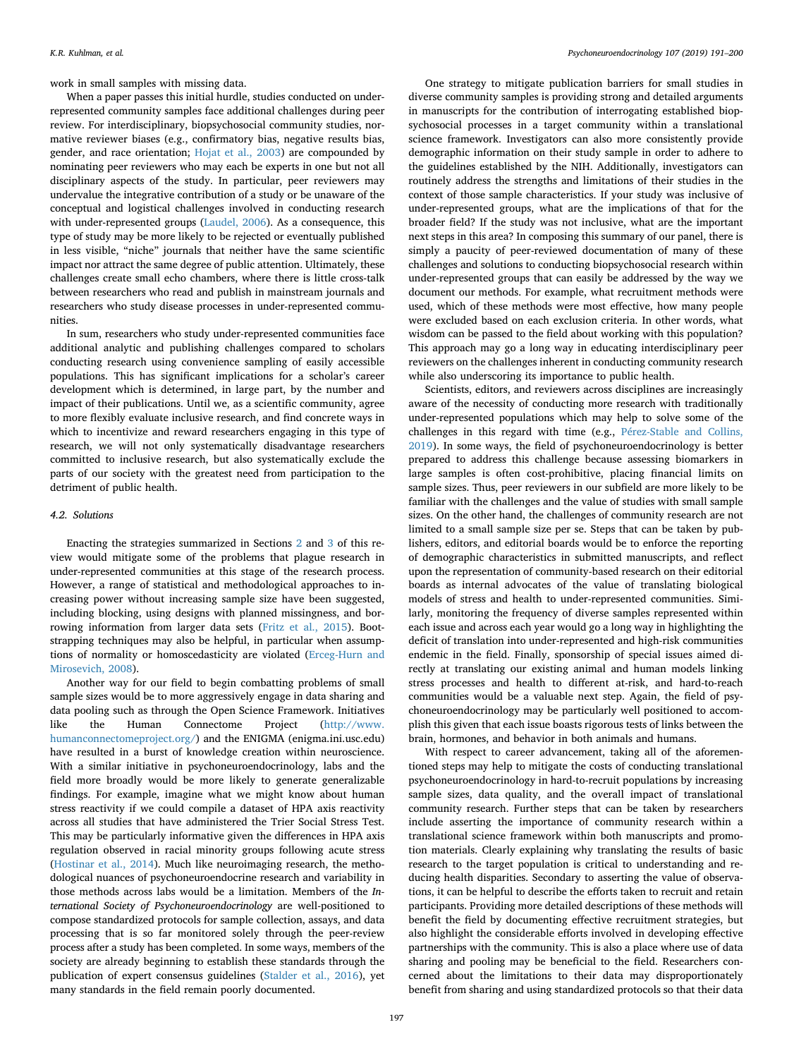work in small samples with missing data.

When a paper passes this initial hurdle, studies conducted on under-represented community samples face additional challenges during peer review. For interdisciplinary, biopsychosocial community studies, normative reviewer biases (e.g., confirmatory bias, negative results bias, gender, and race orientation; Hojat et al., 2003) are compounded by nominating peer reviewers who may each be experts in one but not all disciplinary aspects of the study. In particular, peer reviewers may undervalue the integrative contribution of a study or be unaware of the conceptual and logistical challenges involved in conducting research with under-represented groups (Laudel, 2006). As a consequence, this type of study may be more likely to be rejected or eventually published in less visible, "niche" journals that neither have the same scientific impact nor attract the same degree of public attention. Ultimately, these challenges create small echo chambers, where there is little cross-talk between researchers who read and publish in mainstream journals and researchers who study disease processes in under-represented communities.

In sum, researchers who study under-represented communities face additional analytic and publishing challenges compared to scholars conducting research using convenience sampling of easily accessible populations. This has significant implications for a scholar's career development which is determined, in large part, by the number and impact of their publications. Until we, as a scientific community, agree to more flexibly evaluate inclusive research, and find concrete ways in which to incentivize and reward researchers engaging in this type of research, we will not only systematically disadvantage researchers committed to inclusive research, but also systematically exclude the parts of our society with the greatest need from participation to the detriment of public health.

### 4.2. Solutions

Enacting the strategies summarized in Sections 2 and 3 of this review would mitigate some of the problems that plague research in under-represented communities at this stage of the research process. However, a range of statistical and methodological approaches to increasing power without increasing sample size have been suggested, including blocking, using designs with planned missingness, and borrowing information from larger data sets (Fritz et al., 2015). Bootstrapping techniques may also be helpful, in particular when assumptions of normality or homoscedasticity are violated (Erceg-Hurn and Mirosevich, 2008).

Another way for our field to begin combatting problems of small sample sizes would be to more aggressively engage in data sharing and data pooling such as through the Open Science Framework. Initiatives like the Human Connectome Project (http://www.humanconnectomeproject.org/) and the ENIGMA (enigma.ini.usc.edu) have resulted in a burst of knowledge creation within neuroscience. With a similar initiative in psychoneuroendocrinology, labs and the field more broadly would be more likely to generate generalizable findings. For example, imagine what we might know about human stress reactivity if we could compile a dataset of HPA axis reactivity across all studies that have administered the Trier Social Stress Test. This may be particularly informative given the differences in HPA axis regulation observed in racial minority groups following acute stress (Hostinar et al., 2014). Much like neuroimaging research, the methodological nuances of psychoneuroendocrine research and variability in those methods across labs would be a limitation. Members of the *International Society of Psychoneuroendocrinology* are well-positioned to compose standardized protocols for sample collection, assays, and data processing that is so far monitored solely through the peer-review process after a study has been completed. In some ways, members of the society are already beginning to establish these standards through the publication of expert consensus guidelines (Stalder et al., 2016), yet many standards in the field remain poorly documented.

One strategy to mitigate publication barriers for small studies in diverse community samples is providing strong and detailed arguments in manuscripts for the contribution of interrogating established biopsychosocial processes in a target community within a translational science framework. Investigators can also more consistently provide demographic information on their study sample in order to adhere to the guidelines established by the NIH. Additionally, investigators can routinely address the strengths and limitations of their studies in the context of those sample characteristics. If your study was inclusive of under-represented groups, what are the implications of that for the broader field? If the study was not inclusive, what are the important next steps in this area? In composing this summary of our panel, there is simply a paucity of peer-reviewed documentation of many of these challenges and solutions to conducting biopsychosocial research within under-represented groups that can easily be addressed by the way we document our methods. For example, what recruitment methods were used, which of these methods were most effective, how many people were excluded based on each exclusion criteria. In other words, what wisdom can be passed to the field about working with this population? This approach may go a long way in educating interdisciplinary peer reviewers on the challenges inherent in conducting community research while also underscoring its importance to public health.

Scientists, editors, and reviewers across disciplines are increasingly aware of the necessity of conducting more research with traditionally under-represented populations which may help to solve some of the challenges in this regard with time (e.g., Pérez-Stable and Collins, 2019). In some ways, the field of psychoneuroendocrinology is better prepared to address this challenge because assessing biomarkers in large samples is often cost-prohibitive, placing financial limits on sample sizes. Thus, peer reviewers in our subfield are more likely to be familiar with the challenges and the value of studies with small sample sizes. On the other hand, the challenges of community research are not limited to a small sample size per se. Steps that can be taken by publishers, editors, and editorial boards would be to enforce the reporting of demographic characteristics in submitted manuscripts, and reflect upon the representation of community-based research on their editorial boards as internal advocates of the value of translating biological models of stress and health to under-represented communities. Similarly, monitoring the frequency of diverse samples represented within each issue and across each year would go a long way in highlighting the deficit of translation into under-represented and high-risk communities endemic in the field. Finally, sponsorship of special issues aimed directly at translating our existing animal and human models linking stress processes and health to different at-risk, and hard-to-reach communities would be a valuable next step. Again, the field of psychoneuroendocrinology may be particularly well positioned to accomplish this given that each issue boasts rigorous tests of links between the brain, hormones, and behavior in both animals and humans.

With respect to career advancement, taking all of the aforementioned steps may help to mitigate the costs of conducting translational psychoneuroendocrinology in hard-to-recruit populations by increasing sample sizes, data quality, and the overall impact of translational community research. Further steps that can be taken by researchers include asserting the importance of community research within a translational science framework within both manuscripts and promotion materials. Clearly explaining why translating the results of basic research to the target population is critical to understanding and reducing health disparities. Secondary to asserting the value of observations, it can be helpful to describe the efforts taken to recruit and retain participants. Providing more detailed descriptions of these methods will benefit the field by documenting effective recruitment strategies, but also highlight the considerable efforts involved in developing effective partnerships with the community. This is also a place where use of data sharing and pooling may be beneficial to the field. Researchers concerned about the limitations to their data may disproportionately benefit from sharing and using standardized protocols so that their data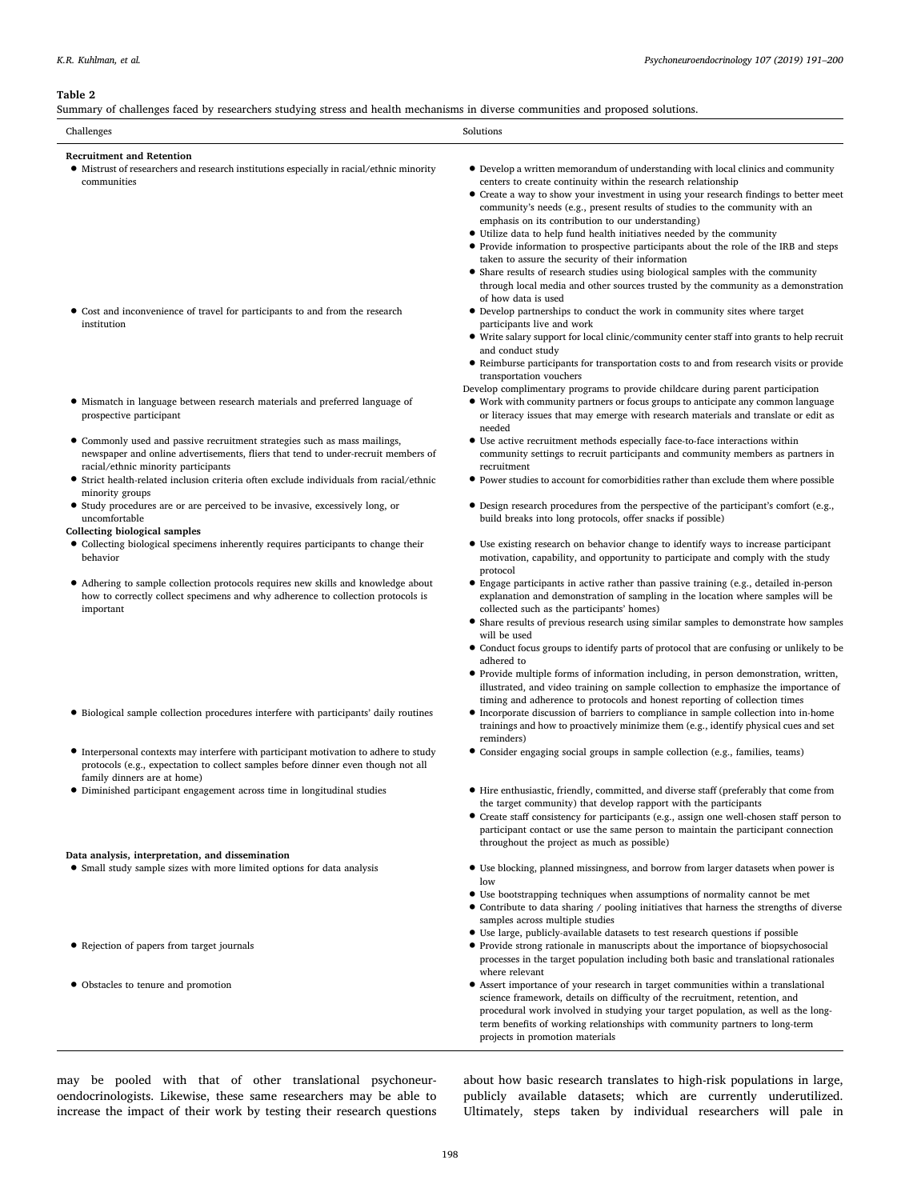**Table 2**

Summary of challenges faced by researchers studying stress and health mechanisms in diverse communities and proposed solutions.

| Challenges | Solutions |
|---|---|
| **Recruitment and Retention** | |
| • Mistrust of researchers and research institutions especially in racial/ethnic minority communities | • Develop a written memorandum of understanding with local clinics and community centers to create continuity within the research relationship<br>• Create a way to show your investment in using your research findings to better meet community's needs (e.g., present results of studies to the community with an emphasis on its contribution to our understanding)<br>• Utilize data to help fund health initiatives needed by the community<br>• Provide information to prospective participants about the role of the IRB and steps taken to assure the security of their information<br>• Share results of research studies using biological samples with the community through local media and other sources trusted by the community as a demonstration of how data is used |
| • Cost and inconvenience of travel for participants to and from the research institution | • Develop partnerships to conduct the work in community sites where target participants live and work<br>• Write salary support for local clinic/community center staff into grants to help recruit and conduct study<br>• Reimburse participants for transportation costs to and from research visits or provide transportation vouchers<br>Develop complimentary programs to provide childcare during parent participation |
| • Mismatch in language between research materials and preferred language of prospective participant | • Work with community partners or focus groups to anticipate any common language or literacy issues that may emerge with research materials and translate or edit as needed |
| • Commonly used and passive recruitment strategies such as mass mailings, newspaper and online advertisements, fliers that tend to under-recruit members of racial/ethnic minority participants | • Use active recruitment methods especially face-to-face interactions within community settings to recruit participants and community members as partners in recruitment |
| • Strict health-related inclusion criteria often exclude individuals from racial/ethnic minority groups | • Power studies to account for comorbidities rather than exclude them where possible |
| • Study procedures are or are perceived to be invasive, excessively long, or uncomfortable | • Design research procedures from the perspective of the participant's comfort (e.g., build breaks into long protocols, offer snacks if possible) |
| **Collecting biological samples** | |
| • Collecting biological specimens inherently requires participants to change their behavior | • Use existing research on behavior change to identify ways to increase participant motivation, capability, and opportunity to participate and comply with the study protocol |
| • Adhering to sample collection protocols requires new skills and knowledge about how to correctly collect specimens and why adherence to collection protocols is important | • Engage participants in active rather than passive training (e.g., detailed in-person explanation and demonstration of sampling in the location where samples will be collected such as the participants' homes)<br>• Share results of previous research using similar samples to demonstrate how samples will be used<br>• Conduct focus groups to identify parts of protocol that are confusing or unlikely to be adhered to<br>• Provide multiple forms of information including, in person demonstration, written, illustrated, and video training on sample collection to emphasize the importance of timing and adherence to protocols and honest reporting of collection times |
| • Biological sample collection procedures interfere with participants' daily routines | • Incorporate discussion of barriers to compliance in sample collection into in-home trainings and how to proactively minimize them (e.g., identify physical cues and set reminders) |
| • Interpersonal contexts may interfere with participant motivation to adhere to study protocols (e.g., expectation to collect samples before dinner even though not all family dinners are at home) | • Consider engaging social groups in sample collection (e.g., families, teams) |
| • Diminished participant engagement across time in longitudinal studies | • Hire enthusiastic, friendly, committed, and diverse staff (preferably that come from the target community) that develop rapport with the participants<br>• Create staff consistency for participants (e.g., assign one well-chosen staff person to participant contact or use the same person to maintain the participant connection throughout the project as much as possible) |
| **Data analysis, interpretation, and dissemination** | |
| • Small study sample sizes with more limited options for data analysis | • Use blocking, planned missingness, and borrow from larger datasets when power is low<br>• Use bootstrapping techniques when assumptions of normality cannot be met<br>• Contribute to data sharing / pooling initiatives that harness the strengths of diverse samples across multiple studies<br>• Use large, publicly-available datasets to test research questions if possible |
| • Rejection of papers from target journals | • Provide strong rationale in manuscripts about the importance of biopsychosocial processes in the target population including both basic and translational rationales where relevant |
| • Obstacles to tenure and promotion | • Assert importance of your research in target communities within a translational science framework, details on difficulty of the recruitment, retention, and procedural work involved in studying your target population, as well as the long-term benefits of working relationships with community partners to long-term projects in promotion materials |

may be pooled with that of other translational psychoneuroendocrinologists. Likewise, these same researchers may be able to increase the impact of their work by testing their research questions about how basic research translates to high-risk populations in large, publicly available datasets; which are currently underutilized. Ultimately, steps taken by individual researchers will pale in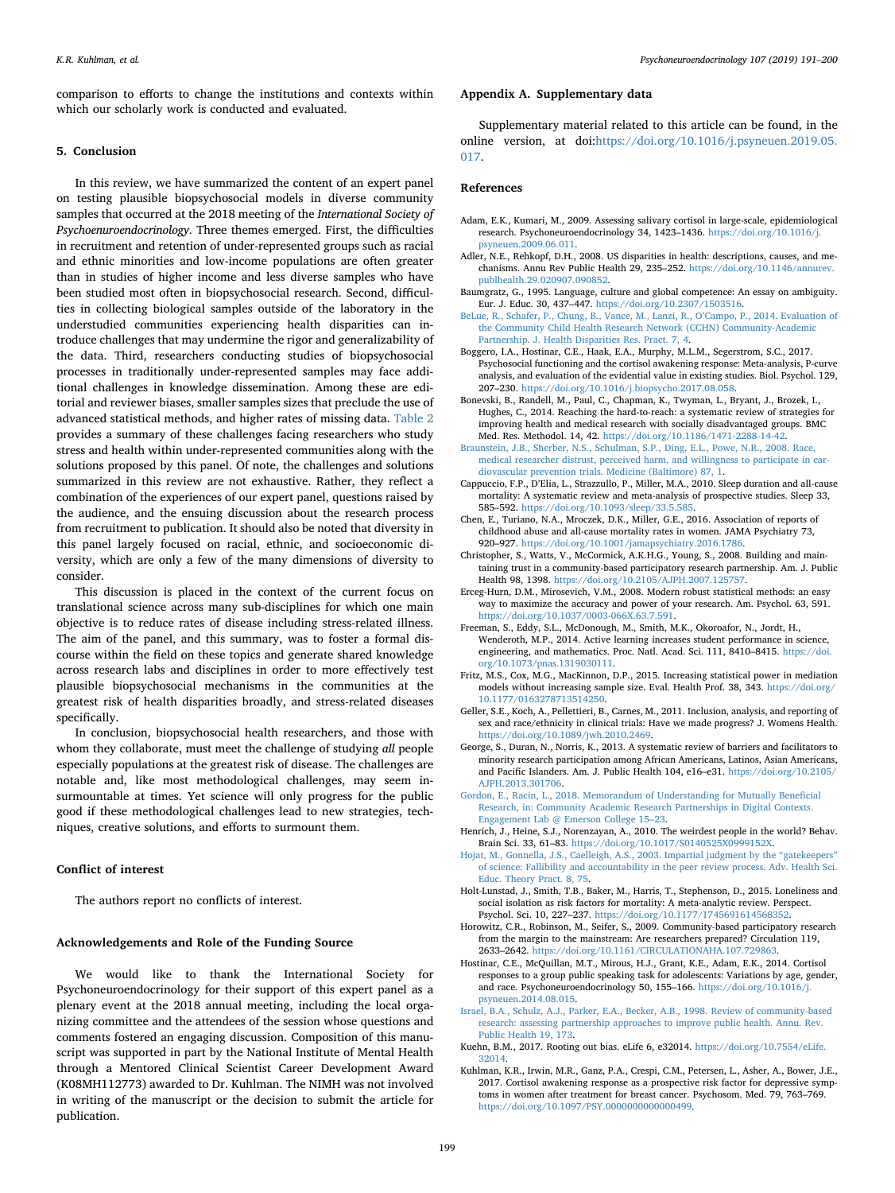comparison to efforts to change the institutions and contexts within which our scholarly work is conducted and evaluated.

## 5. Conclusion

In this review, we have summarized the content of an expert panel on testing plausible biopsychosocial models in diverse community samples that occurred at the 2018 meeting of the *International Society of Psychoneuroendocrinology*. Three themes emerged. First, the difficulties in recruitment and retention of under-represented groups such as racial and ethnic minorities and low-income populations are often greater than in studies of higher income and less diverse samples who have been studied most often in biopsychosocial research. Second, difficulties in collecting biological samples outside of the laboratory in the understudied communities experiencing health disparities can introduce challenges that may undermine the rigor and generalizability of the data. Third, researchers conducting studies of biopsychosocial processes in traditionally under-represented samples may face additional challenges in knowledge dissemination. Among these are editorial and reviewer biases, smaller samples sizes that preclude the use of advanced statistical methods, and higher rates of missing data. Table 2 provides a summary of these challenges facing researchers who study stress and health within under-represented communities along with the solutions proposed by this panel. Of note, the challenges and solutions summarized in this review are not exhaustive. Rather, they reflect a combination of the experiences of our expert panel, questions raised by the audience, and the ensuing discussion about the research process from recruitment to publication. It should also be noted that diversity in this panel largely focused on racial, ethnic, and socioeconomic diversity, which are only a few of the many dimensions of diversity to consider.

This discussion is placed in the context of the current focus on translational science across many sub-disciplines for which one main objective is to reduce rates of disease including stress-related illness. The aim of the panel, and this summary, was to foster a formal discourse within the field on these topics and generate shared knowledge across research labs and disciplines in order to more effectively test plausible biopsychosocial mechanisms in the communities at the greatest risk of health disparities broadly, and stress-related diseases specifically.

In conclusion, biopsychosocial health researchers, and those with whom they collaborate, must meet the challenge of studying *all* people especially populations at the greatest risk of disease. The challenges are notable and, like most methodological challenges, may seem insurmountable at times. Yet science will only progress for the public good if these methodological challenges lead to new strategies, techniques, creative solutions, and efforts to surmount them.

## Conflict of interest

The authors report no conflicts of interest.

## Acknowledgements and Role of the Funding Source

We would like to thank the International Society for Psychoneuroendocrinology for their support of this expert panel as a plenary event at the 2018 annual meeting, including the local organizing committee and the attendees of the session whose questions and comments fostered an engaging discussion. Composition of this manuscript was supported in part by the National Institute of Mental Health through a Mentored Clinical Scientist Career Development Award (K08MH112773) awarded to Dr. Kuhlman. The NIMH was not involved in writing of the manuscript or the decision to submit the article for publication.

## Appendix A. Supplementary data

Supplementary material related to this article can be found, in the online version, at doi:https://doi.org/10.1016/j.psyneuen.2019.05.017.

## References

Adam, E.K., Kumari, M., 2009. Assessing salivary cortisol in large-scale, epidemiological research. Psychoneuroendocrinology 34, 1423–1436. https://doi.org/10.1016/j.psyneuen.2009.06.011.

Adler, N.E., Rehkopf, D.H., 2008. US disparities in health: descriptions, causes, and mechanisms. Annu Rev Public Health 29, 235–252. https://doi.org/10.1146/annurev.publhealth.29.020907.090852.

Baumgratz, G., 1995. Language, culture and global competence: An essay on ambiguity. Eur. J. Educ. 30, 437–447. https://doi.org/10.2307/1503516.

BeLue, R., Schafer, P., Chung, B., Vance, M., Lanzi, R., O'Campo, P., 2014. Evaluation of the Community Child Health Research Network (CCHN) Community-Academic Partnership. J. Health Disparities Res. Pract. 7, 4.

Boggero, I.A., Hostinar, C.E., Haak, E.A., Murphy, M.L.M., Segerstrom, S.C., 2017. Psychosocial functioning and the cortisol awakening response: Meta-analysis, P-curve analysis, and evaluation of the evidential value in existing studies. Biol. Psychol. 129, 207–230. https://doi.org/10.1016/j.biopsycho.2017.08.058.

Bonevski, B., Randell, M., Paul, C., Chapman, K., Twyman, L., Bryant, J., Brozek, I., Hughes, C., 2014. Reaching the hard-to-reach: a systematic review of strategies for improving health and medical research with socially disadvantaged groups. BMC Med. Res. Methodol. 14, 42. https://doi.org/10.1186/1471-2288-14-42.

Braunstein, J.B., Sherber, N.S., Schulman, S.P., Ding, E.L., Powe, N.R., 2008. Race, medical researcher distrust, perceived harm, and willingness to participate in cardiovascular prevention trials. Medicine (Baltimore) 87, 1.

Cappuccio, F.P., D'Elia, L., Strazzullo, P., Miller, M.A., 2010. Sleep duration and all-cause mortality: A systematic review and meta-analysis of prospective studies. Sleep 33, 585–592. https://doi.org/10.1093/sleep/33.5.585.

Chen, E., Turiano, N.A., Mroczek, D.K., Miller, G.E., 2016. Association of reports of childhood abuse and all-cause mortality rates in women. JAMA Psychiatry 73, 920–927. https://doi.org/10.1001/jamapsychiatry.2016.1786.

Christopher, S., Watts, V., McCormick, A.K.H.G., Young, S., 2008. Building and maintaining trust in a community-based participatory research partnership. Am. J. Public Health 98, 1398. https://doi.org/10.2105/AJPH.2007.125757.

Erceg-Hurn, D.M., Mirosevich, V.M., 2008. Modern robust statistical methods: an easy way to maximize the accuracy and power of your research. Am. Psychol. 63, 591. https://doi.org/10.1037/0003-066X.63.7.591.

Freeman, S., Eddy, S.L., McDonough, M., Smith, M.K., Okoroafor, N., Jordt, H., Wenderoth, M.P., 2014. Active learning increases student performance in science, engineering, and mathematics. Proc. Natl. Acad. Sci. 111, 8410–8415. https://doi.org/10.1073/pnas.1319030111.

Fritz, M.S., Cox, M.G., MacKinnon, D.P., 2015. Increasing statistical power in mediation models without increasing sample size. Eval. Health Prof. 38, 343. https://doi.org/10.1177/0163278713514250.

Geller, S.E., Koch, A., Pellettieri, B., Carnes, M., 2011. Inclusion, analysis, and reporting of sex and race/ethnicity in clinical trials: Have we made progress? J. Womens Health. https://doi.org/10.1089/jwh.2010.2469.

George, S., Duran, N., Norris, K., 2013. A systematic review of barriers and facilitators to minority research participation among African Americans, Latinos, Asian Americans, and Pacific Islanders. Am. J. Public Health 104, e16–e31. https://doi.org/10.2105/AJPH.2013.301706.

Gordon, E., Racin, L., 2018. Memorandum of Understanding for Mutually Beneficial Research, in: Community Academic Research Partnerships in Digital Contexts. Engagement Lab @ Emerson College 15–23.

Henrich, J., Heine, S.J., Norenzayan, A., 2010. The weirdest people in the world? Behav. Brain Sci. 33, 61–83. https://doi.org/10.1017/S0140525X0999152X.

Hojat, M., Gonnella, J.S., Caelleigh, A.S., 2003. Impartial judgment by the "gatekeepers" of science: Fallibility and accountability in the peer review process. Adv. Health Sci. Educ. Theory Pract. 8, 75.

Holt-Lunstad, J., Smith, T.B., Baker, M., Harris, T., Stephenson, D., 2015. Loneliness and social isolation as risk factors for mortality: A meta-analytic review. Perspect. Psychol. Sci. 10, 227–237. https://doi.org/10.1177/1745691614568352.

Horowitz, C.R., Robinson, M., Seifer, S., 2009. Community-based participatory research from the margin to the mainstream: Are researchers prepared? Circulation 119, 2633–2642. https://doi.org/10.1161/CIRCULATIONAHA.107.729863.

Hostinar, C.E., McQuillan, M.T., Mirous, H.J., Grant, K.E., Adam, E.K., 2014. Cortisol responses to a group public speaking task for adolescents: Variations by age, gender, and race. Psychoneuroendocrinology 50, 155–166. https://doi.org/10.1016/j.psyneuen.2014.08.015.

Israel, B.A., Schulz, A.J., Parker, E.A., Becker, A.B., 1998. Review of community-based research: assessing partnership approaches to improve public health. Annu. Rev. Public Health 19, 173.

Kuehn, B.M., 2017. Rooting out bias. eLife 6, e32014. https://doi.org/10.7554/eLife.32014.

Kuhlman, K.R., Irwin, M.R., Ganz, P.A., Crespi, C.M., Petersen, L., Asher, A., Bower, J.E., 2017. Cortisol awakening response as a prospective risk factor for depressive symptoms in women after treatment for breast cancer. Psychosom. Med. 79, 763–769. https://doi.org/10.1097/PSY.0000000000000499.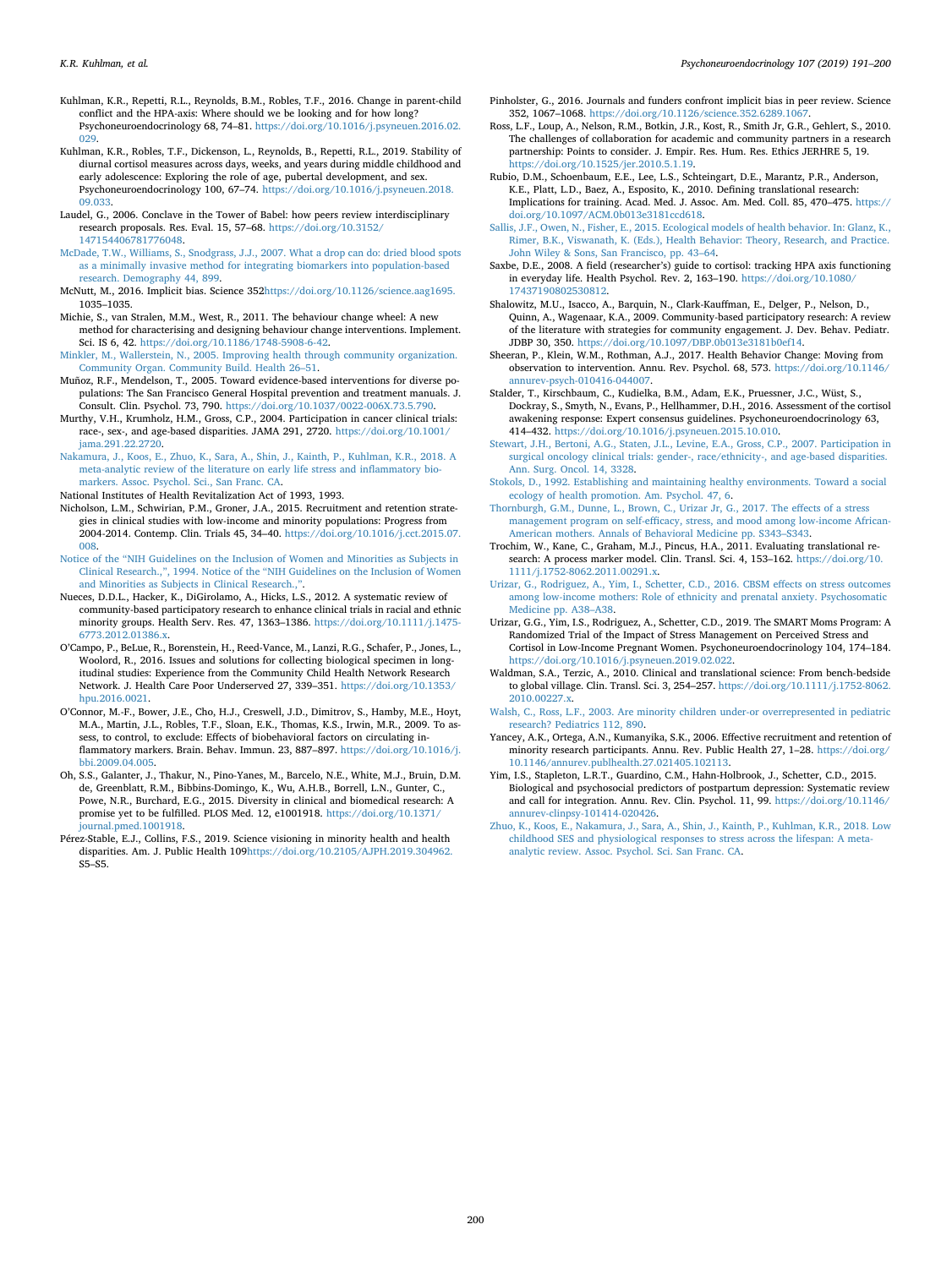Kuhlman, K.R., Repetti, R.L., Reynolds, B.M., Robles, T.F., 2016. Change in parent-child conflict and the HPA-axis: Where should we be looking and for how long? Psychoneuroendocrinology 68, 74–81. https://doi.org/10.1016/j.psyneuen.2016.02.029.

Kuhlman, K.R., Robles, T.F., Dickenson, L., Reynolds, B., Repetti, R.L., 2019. Stability of diurnal cortisol measures across days, weeks, and years during middle childhood and early adolescence: Exploring the role of age, pubertal development, and sex. Psychoneuroendocrinology 100, 67–74. https://doi.org/10.1016/j.psyneuen.2018.09.033.

Laudel, G., 2006. Conclave in the Tower of Babel: how peers review interdisciplinary research proposals. Res. Eval. 15, 57–68. https://doi.org/10.3152/147154406781776048.

McDade, T.W., Williams, S., Snodgrass, J.J., 2007. What a drop can do: dried blood spots as a minimally invasive method for integrating biomarkers into population-based research. Demography 44, 899.

McNutt, M., 2016. Implicit bias. Science 352https://doi.org/10.1126/science.aag1695. 1035–1035.

Michie, S., van Stralen, M.M., West, R., 2011. The behaviour change wheel: A new method for characterising and designing behaviour change interventions. Implement. Sci. IS 6, 42. https://doi.org/10.1186/1748-5908-6-42.

Minkler, M., Wallerstein, N., 2005. Improving health through community organization. Community Organ. Community Build. Health 26–51.

Muñoz, R.F., Mendelson, T., 2005. Toward evidence-based interventions for diverse populations: The San Francisco General Hospital prevention and treatment manuals. J. Consult. Clin. Psychol. 73, 790. https://doi.org/10.1037/0022-006X.73.5.790.

Murthy, V.H., Krumholz, H.M., Gross, C.P., 2004. Participation in cancer clinical trials: race-, sex-, and age-based disparities. JAMA 291, 2720. https://doi.org/10.1001/jama.291.22.2720.

Nakamura, J., Koos, E., Zhuo, K., Sara, A., Shin, J., Kainth, P., Kuhlman, K.R., 2018. A meta-analytic review of the literature on early life stress and inflammatory biomarkers. Assoc. Psychol. Sci., San Franc. CA.

National Institutes of Health Revitalization Act of 1993, 1993.

Nicholson, L.M., Schwirian, P.M., Groner, J.A., 2015. Recruitment and retention strategies in clinical studies with low-income and minority populations: Progress from 2004-2014. Contemp. Clin. Trials 45, 34–40. https://doi.org/10.1016/j.cct.2015.07.008.

Notice of the "NIH Guidelines on the Inclusion of Women and Minorities as Subjects in Clinical Research.", 1994. Notice of the "NIH Guidelines on the Inclusion of Women and Minorities as Subjects in Clinical Research.,".

Nueces, D.D.L., Hacker, K., DiGirolamo, A., Hicks, L.S., 2012. A systematic review of community-based participatory research to enhance clinical trials in racial and ethnic minority groups. Health Serv. Res. 47, 1363–1386. https://doi.org/10.1111/j.1475-6773.2012.01386.x.

O'Campo, P., BeLue, R., Borenstein, H., Reed-Vance, M., Lanzi, R.G., Schafer, P., Jones, L., Woolord, R., 2016. Issues and solutions for collecting biological specimen in longitudinal studies: Experience from the Community Child Health Network Research Network. J. Health Care Poor Underserved 27, 339–351. https://doi.org/10.1353/hpu.2016.0021.

O'Connor, M.-F., Bower, J.E., Cho, H.J., Creswell, J.D., Dimitrov, S., Hamby, M.E., Hoyt, M.A., Martin, J.L., Robles, T.F., Sloan, E.K., Thomas, K.S., Irwin, M.R., 2009. To assess, to control, to exclude: Effects of biobehavioral factors on circulating inflammatory markers. Brain. Behav. Immun. 23, 887–897. https://doi.org/10.1016/j.bbi.2009.04.005.

Oh, S.S., Galanter, J., Thakur, N., Pino-Yanes, M., Barcelo, N.E., White, M.J., Bruin, D.M. de, Greenblatt, R.M., Bibbins-Domingo, K., Wu, A.H.B., Borrell, L.N., Gunter, C., Powe, N.R., Burchard, E.G., 2015. Diversity in clinical and biomedical research: A promise yet to be fulfilled. PLOS Med. 12, e1001918. https://doi.org/10.1371/journal.pmed.1001918.

Pérez-Stable, E.J., Collins, F.S., 2019. Science visioning in minority health and health disparities. Am. J. Public Health 109https://doi.org/10.2105/AJPH.2019.304962. S5–S5.

Pinholster, G., 2016. Journals and funders confront implicit bias in peer review. Science 352, 1067–1068. https://doi.org/10.1126/science.352.6289.1067.

Ross, L.F., Loup, A., Nelson, R.M., Botkin, J.R., Kost, R., Smith Jr, G.R., Gehlert, S., 2010. The challenges of collaboration for academic and community partners in a research partnership: Points to consider. J. Empir. Res. Hum. Res. Ethics JERHRE 5, 19. https://doi.org/10.1525/jer.2010.5.1.19.

Rubio, D.M., Schoenbaum, E.E., Lee, L.S., Schteingart, D.E., Marantz, P.R., Anderson, K.E., Platt, L.D., Baez, A., Esposito, K., 2010. Defining translational research: Implications for training. Acad. Med. J. Assoc. Am. Med. Coll. 85, 470–475. https://doi.org/10.1097/ACM.0b013e3181ccd618.

Sallis, J.F., Owen, N., Fisher, E., 2015. Ecological models of health behavior. In: Glanz, K., Rimer, B.K., Viswanath, K. (Eds.), Health Behavior: Theory, Research, and Practice. John Wiley & Sons, San Francisco, pp. 43–64.

Saxbe, D.E., 2008. A field (researcher's) guide to cortisol: tracking HPA axis functioning in everyday life. Health Psychol. Rev. 2, 163–190. https://doi.org/10.1080/17437190802530812.

Shalowitz, M.U., Isacco, A., Barquin, N., Clark-Kauffman, E., Delger, P., Nelson, D., Quinn, A., Wagenaar, K.A., 2009. Community-based participatory research: A review of the literature with strategies for community engagement. J. Dev. Behav. Pediatr. JDBP 30, 350. https://doi.org/10.1097/DBP.0b013e3181b0ef14.

Sheeran, P., Klein, W.M., Rothman, A.J., 2017. Health Behavior Change: Moving from observation to intervention. Annu. Rev. Psychol. 68, 573. https://doi.org/10.1146/annurev-psych-010416-044007.

Stalder, T., Kirschbaum, C., Kudielka, B.M., Adam, E.K., Pruessner, J.C., Wüst, S., Dockray, S., Smyth, N., Evans, P., Hellhammer, D.H., 2016. Assessment of the cortisol awakening response: Expert consensus guidelines. Psychoneuroendocrinology 63, 414–432. https://doi.org/10.1016/j.psyneuen.2015.10.010.

Stewart, J.H., Bertoni, A.G., Staten, J.L., Levine, E.A., Gross, C.P., 2007. Participation in surgical oncology clinical trials: gender-, race/ethnicity-, and age-based disparities. Ann. Surg. Oncol. 14, 3328.

Stokols, D., 1992. Establishing and maintaining healthy environments. Toward a social ecology of health promotion. Am. Psychol. 47, 6.

Thornburgh, G.M., Dunne, L., Brown, C., Urizar Jr, G., 2017. The effects of a stress management program on self-efficacy, stress, and mood among low-income African-American mothers. Annals of Behavioral Medicine pp. S343–S343.

Trochim, W., Kane, C., Graham, M.J., Pincus, H.A., 2011. Evaluating translational research: A process marker model. Clin. Transl. Sci. 4, 153–162. https://doi.org/10.1111/j.1752-8062.2011.00291.x.

Urizar, G., Rodriguez, A., Yim, I., Schetter, C.D., 2016. CBSM effects on stress outcomes among low-income mothers: Role of ethnicity and prenatal anxiety. Psychosomatic Medicine pp. A38–A38.

Urizar, G.G., Yim, I.S., Rodriguez, A., Schetter, C.D., 2019. The SMART Moms Program: A Randomized Trial of the Impact of Stress Management on Perceived Stress and Cortisol in Low-Income Pregnant Women. Psychoneuroendocrinology 104, 174–184. https://doi.org/10.1016/j.psyneuen.2019.02.022.

Waldman, S.A., Terzic, A., 2010. Clinical and translational science: From bench-bedside to global village. Clin. Transl. Sci. 3, 254–257. https://doi.org/10.1111/j.1752-8062.2010.00227.x.

Walsh, C., Ross, L.F., 2003. Are minority children under-or overrepresented in pediatric research? Pediatrics 112, 890.

Yancey, A.K., Ortega, A.N., Kumanyika, S.K., 2006. Effective recruitment and retention of minority research participants. Annu. Rev. Public Health 27, 1–28. https://doi.org/10.1146/annurev.publhealth.27.021405.102113.

Yim, I.S., Stapleton, L.R.T., Guardino, C.M., Hahn-Holbrook, J., Schetter, C.D., 2015. Biological and psychosocial predictors of postpartum depression: Systematic review and call for integration. Annu. Rev. Clin. Psychol. 11, 99. https://doi.org/10.1146/annurev-clinpsy-101414-020426.

Zhuo, K., Koos, E., Nakamura, J., Sara, A., Shin, J., Kainth, P., Kuhlman, K.R., 2018. Low childhood SES and physiological responses to stress across the lifespan: A meta-analytic review. Assoc. Psychol. Sci. San Franc. CA.